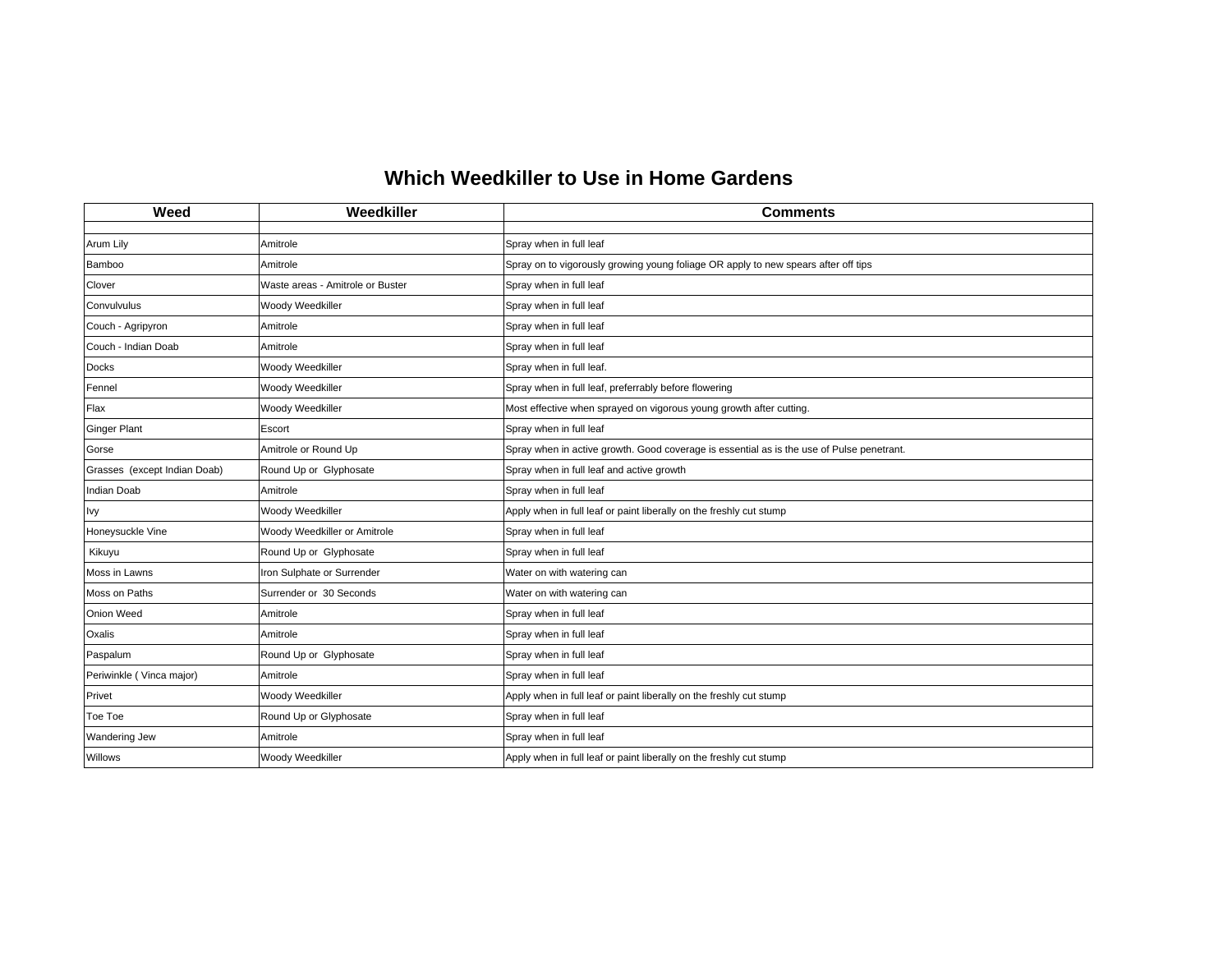# Which Weedkiller to Use in Home Gardens

| Weed | Weedkiller | Comments |
|---|---|---|
| | | |
| Arum Lily | Amitrole | Spray when in full leaf |
| Bamboo | Amitrole | Spray on to vigorously growing young foliage OR apply to new spears after off tips |
| Clover | Waste areas - Amitrole or Buster | Spray when in full leaf |
| Convulvulus | Woody Weedkiller | Spray when in full leaf |
| Couch - Agripyron | Amitrole | Spray when in full leaf |
| Couch - Indian Doab | Amitrole | Spray when in full leaf |
| Docks | Woody Weedkiller | Spray when in full leaf. |
| Fennel | Woody Weedkiller | Spray when in full leaf, preferrably before flowering |
| Flax | Woody Weedkiller | Most effective when sprayed on vigorous young growth after cutting. |
| Ginger Plant | Escort | Spray when in full leaf |
| Gorse | Amitrole or Round Up | Spray when in active growth. Good coverage is essential as is the use of Pulse penetrant. |
| Grasses (except Indian Doab) | Round Up or Glyphosate | Spray when in full leaf and active growth |
| Indian Doab | Amitrole | Spray when in full leaf |
| Ivy | Woody Weedkiller | Apply when in full leaf or paint liberally on the freshly cut stump |
| Honeysuckle Vine | Woody Weedkiller or Amitrole | Spray when in full leaf |
| Kikuyu | Round Up or Glyphosate | Spray when in full leaf |
| Moss in Lawns | Iron Sulphate or Surrender | Water on with watering can |
| Moss on Paths | Surrender or 30 Seconds | Water on with watering can |
| Onion Weed | Amitrole | Spray when in full leaf |
| Oxalis | Amitrole | Spray when in full leaf |
| Paspalum | Round Up or Glyphosate | Spray when in full leaf |
| Periwinkle ( Vinca major) | Amitrole | Spray when in full leaf |
| Privet | Woody Weedkiller | Apply when in full leaf or paint liberally on the freshly cut stump |
| Toe Toe | Round Up or Glyphosate | Spray when in full leaf |
| Wandering Jew | Amitrole | Spray when in full leaf |
| Willows | Woody Weedkiller | Apply when in full leaf or paint liberally on the freshly cut stump |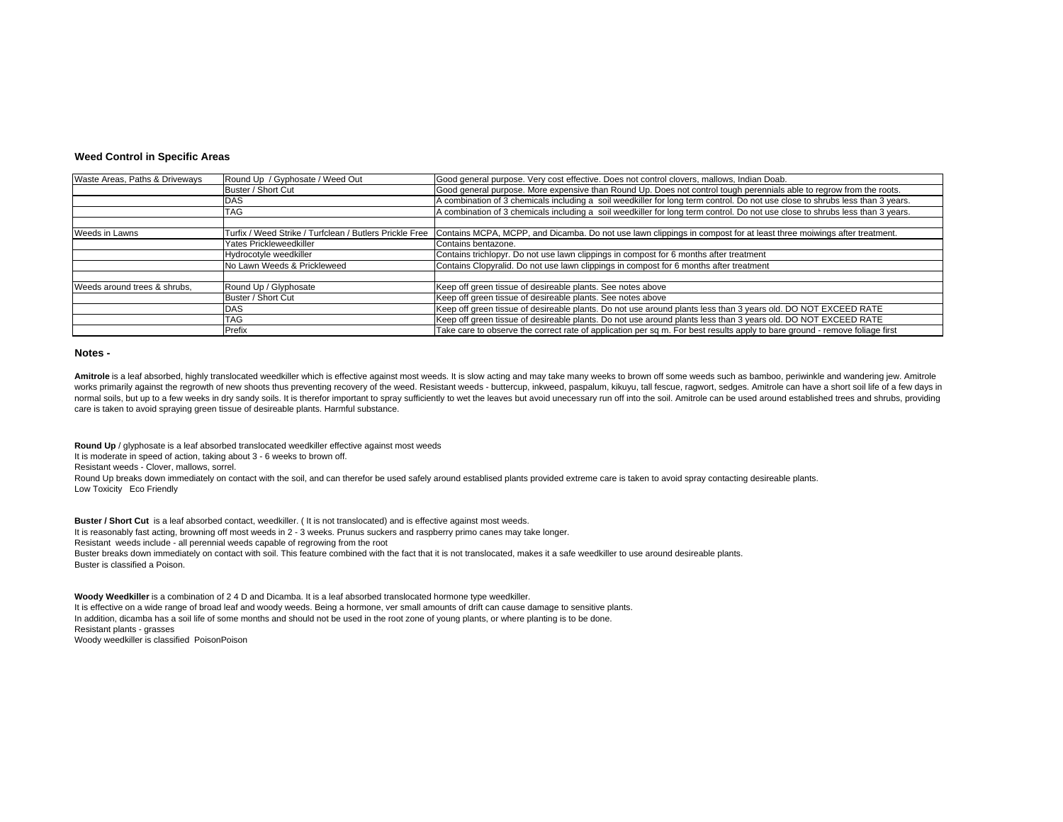### Weed Control in Specific Areas

| | | |
|---|---|---|
| Waste Areas, Paths & Driveways | Round Up / Gyphosate / Weed Out | Good general purpose. Very cost effective. Does not control clovers, mallows, Indian Doab. |
| | Buster / Short Cut | Good general purpose. More expensive than Round Up. Does not control tough perennials able to regrow from the roots. |
| | DAS | A combination of 3 chemicals including a soil weedkiller for long term control. Do not use close to shrubs less than 3 years. |
| | TAG | A combination of 3 chemicals including a soil weedkiller for long term control. Do not use close to shrubs less than 3 years. |
| | | |
| Weeds in Lawns | Turfix / Weed Strike / Turfclean / Butlers Prickle Free | Contains MCPA, MCPP, and Dicamba. Do not use lawn clippings in compost for at least three moiwings after treatment. |
| | Yates Prickleweedkiller | Contains bentazone. |
| | Hydrocotyle weedkiller | Contains trichlopyr. Do not use lawn clippings in compost for 6 months after treatment |
| | No Lawn Weeds & Prickleweed | Contains Clopyralid. Do not use lawn clippings in compost for 6 months after treatment |
| | | |
| Weeds around trees & shrubs, | Round Up / Glyphosate | Keep off green tissue of desireable plants. See notes above |
| | Buster / Short Cut | Keep off green tissue of desireable plants. See notes above |
| | DAS | Keep off green tissue of desireable plants. Do not use around plants less than 3 years old. DO NOT EXCEED RATE |
| | TAG | Keep off green tissue of desireable plants. Do not use around plants less than 3 years old. DO NOT EXCEED RATE |
| | Prefix | Take care to observe the correct rate of application per sq m. For best results apply to bare ground - remove foliage first |

### Notes -

**Amitrole** is a leaf absorbed, highly translocated weedkiller which is effective against most weeds. It is slow acting and may take many weeks to brown off some weeds such as bamboo, periwinkle and wandering jew. Amitrole works primarily against the regrowth of new shoots thus preventing recovery of the weed. Resistant weeds - buttercup, inkweed, paspalum, kikuyu, tall fescue, ragwort, sedges. Amitrole can have a short soil life of a few days in normal soils, but up to a few weeks in dry sandy soils. It is therefor important to spray sufficiently to wet the leaves but avoid unecessary run off into the soil. Amitrole can be used around established trees and shrubs, providing care is taken to avoid spraying green tissue of desireable plants. Harmful substance.

**Round Up** / glyphosate is a leaf absorbed translocated weedkiller effective against most weeds
It is moderate in speed of action, taking about 3 - 6 weeks to brown off.
Resistant weeds - Clover, mallows, sorrel.
Round Up breaks down immediately on contact with the soil, and can therefor be used safely around establised plants provided extreme care is taken to avoid spray contacting desireable plants.
Low Toxicity Eco Friendly

**Buster / Short Cut** is a leaf absorbed contact, weedkiller. ( It is not translocated) and is effective against most weeds.
It is reasonably fast acting, browning off most weeds in 2 - 3 weeks. Prunus suckers and raspberry primo canes may take longer.
Resistant weeds include - all perennial weeds capable of regrowing from the root
Buster breaks down immediately on contact with soil. This feature combined with the fact that it is not translocated, makes it a safe weedkiller to use around desireable plants.
Buster is classified a Poison.

**Woody Weedkiller** is a combination of 2 4 D and Dicamba. It is a leaf absorbed translocated hormone type weedkiller.
It is effective on a wide range of broad leaf and woody weeds. Being a hormone, ver small amounts of drift can cause damage to sensitive plants.
In addition, dicamba has a soil life of some months and should not be used in the root zone of young plants, or where planting is to be done.
Resistant plants - grasses
Woody weedkiller is classified PoisonPoison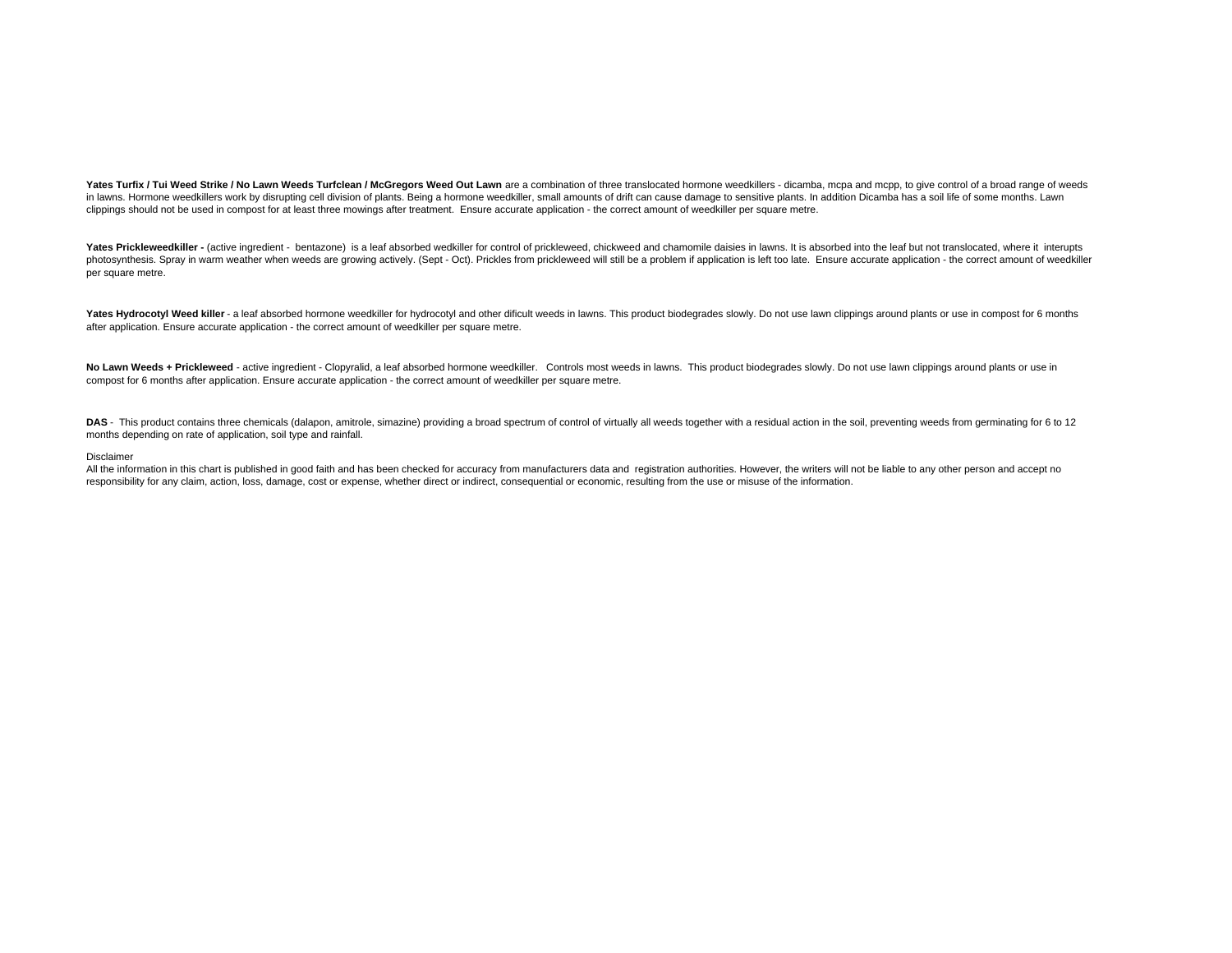**Yates Turfix / Tui Weed Strike / No Lawn Weeds Turfclean / McGregors Weed Out Lawn** are a combination of three translocated hormone weedkillers - dicamba, mcpa and mcpp, to give control of a broad range of weeds in lawns. Hormone weedkillers work by disrupting cell division of plants. Being a hormone weedkiller, small amounts of drift can cause damage to sensitive plants. In addition Dicamba has a soil life of some months. Lawn clippings should not be used in compost for at least three mowings after treatment. Ensure accurate application - the correct amount of weedkiller per square metre.

**Yates Prickleweedkiller -** (active ingredient - bentazone) is a leaf absorbed wedkiller for control of prickleweed, chickweed and chamomile daisies in lawns. It is absorbed into the leaf but not translocated, where it interupts photosynthesis. Spray in warm weather when weeds are growing actively. (Sept - Oct). Prickles from prickleweed will still be a problem if application is left too late. Ensure accurate application - the correct amount of weedkiller per square metre.

**Yates Hydrocotyl Weed killer** - a leaf absorbed hormone weedkiller for hydrocotyl and other dificult weeds in lawns. This product biodegrades slowly. Do not use lawn clippings around plants or use in compost for 6 months after application. Ensure accurate application - the correct amount of weedkiller per square metre.

**No Lawn Weeds + Prickleweed** - active ingredient - Clopyralid, a leaf absorbed hormone weedkiller. Controls most weeds in lawns. This product biodegrades slowly. Do not use lawn clippings around plants or use in compost for 6 months after application. Ensure accurate application - the correct amount of weedkiller per square metre.

**DAS** - This product contains three chemicals (dalapon, amitrole, simazine) providing a broad spectrum of control of virtually all weeds together with a residual action in the soil, preventing weeds from germinating for 6 to 12 months depending on rate of application, soil type and rainfall.

Disclaimer

All the information in this chart is published in good faith and has been checked for accuracy from manufacturers data and registration authorities. However, the writers will not be liable to any other person and accept no responsibility for any claim, action, loss, damage, cost or expense, whether direct or indirect, consequential or economic, resulting from the use or misuse of the information.